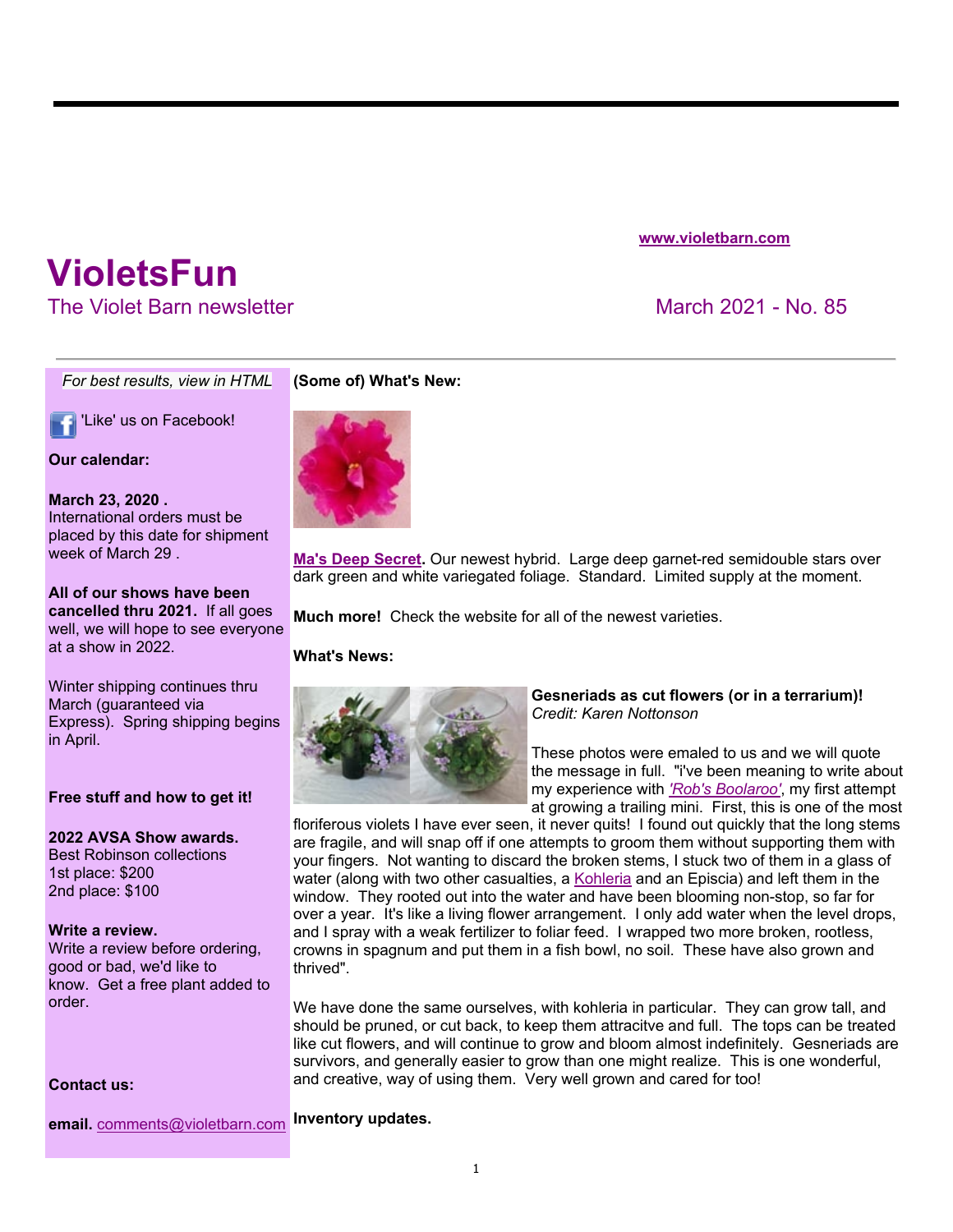www.violetbarn.com

# VioletsFun

The Violet Barn newsletter

March 2021 - No. 85

*For best results, view in HTML*

'Like' us on Facebook!

**Our calendar:**

**March 23, 2020 .**
International orders must be placed by this date for shipment week of March 29 .

**All of our shows have been cancelled thru 2021.** If all goes well, we will hope to see everyone at a show in 2022.

Winter shipping continues thru March (guaranteed via Express). Spring shipping begins in April.

**Free stuff and how to get it!**

**2022 AVSA Show awards.**
Best Robinson collections
1st place: $200
2nd place: $100

**Write a review.**
Write a review before ordering, good or bad, we'd like to know. Get a free plant added to order.

**Contact us:**

**email.** comments@violetbarn.com

**(Some of) What's New:**

**Ma's Deep Secret.** Our newest hybrid. Large deep garnet-red semidouble stars over dark green and white variegated foliage. Standard. Limited supply at the moment.

**Much more!** Check the website for all of the newest varieties.

**What's News:**

**Gesneriads as cut flowers (or in a terrarium)!**
*Credit: Karen Nottonson*

These photos were emaled to us and we will quote the message in full. "i've been meaning to write about my experience with *'Rob's Boolaroo'*, my first attempt at growing a trailing mini. First, this is one of the most floriferous violets I have ever seen, it never quits! I found out quickly that the long stems are fragile, and will snap off if one attempts to groom them without supporting them with your fingers. Not wanting to discard the broken stems, I stuck two of them in a glass of water (along with two other casualties, a Kohleria and an Episcia) and left them in the window. They rooted out into the water and have been blooming non-stop, so far for over a year. It's like a living flower arrangement. I only add water when the level drops, and I spray with a weak fertilizer to foliar feed. I wrapped two more broken, rootless, crowns in spagnum and put them in a fish bowl, no soil. These have also grown and thrived".

We have done the same ourselves, with kohleria in particular. They can grow tall, and should be pruned, or cut back, to keep them attracitve and full. The tops can be treated like cut flowers, and will continue to grow and bloom almost indefinitely. Gesneriads are survivors, and generally easier to grow than one might realize. This is one wonderful, and creative, way of using them. Very well grown and cared for too!

**Inventory updates.**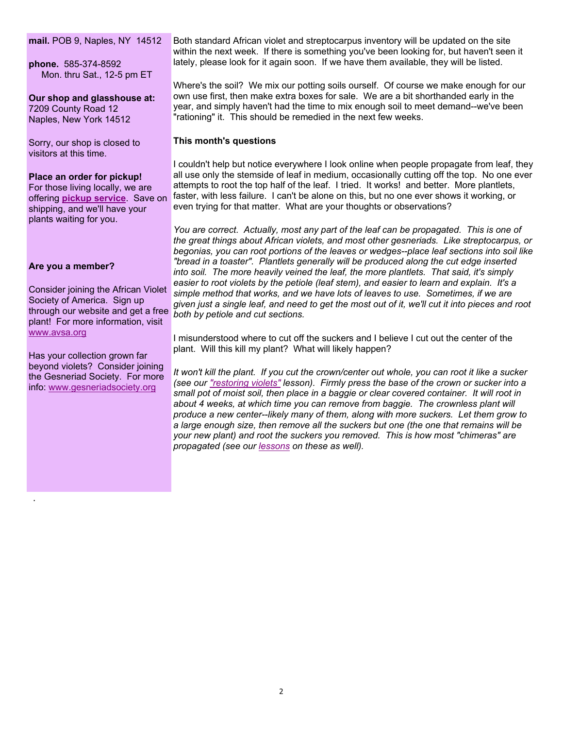**mail.** POB 9, Naples, NY 14512

**phone.** 585-374-8592
Mon. thru Sat., 12-5 pm ET

**Our shop and glasshouse at:**
7209 County Road 12
Naples, New York 14512

Sorry, our shop is closed to visitors at this time.

**Place an order for pickup!**
For those living locally, we are offering **pickup service**. Save on shipping, and we'll have your plants waiting for you.

**Are you a member?**

Consider joining the African Violet Society of America. Sign up through our website and get a free plant! For more information, visit www.avsa.org

Has your collection grown far beyond violets? Consider joining the Gesneriad Society. For more info: www.gesneriadsociety.org

Both standard African violet and streptocarpus inventory will be updated on the site within the next week. If there is something you've been looking for, but haven't seen it lately, please look for it again soon. If we have them available, they will be listed.

Where's the soil? We mix our potting soils ourself. Of course we make enough for our own use first, then make extra boxes for sale. We are a bit shorthanded early in the year, and simply haven't had the time to mix enough soil to meet demand--we've been "rationing" it. This should be remedied in the next few weeks.

**This month's questions**

I couldn't help but notice everywhere I look online when people propagate from leaf, they all use only the stemside of leaf in medium, occasionally cutting off the top. No one ever attempts to root the top half of the leaf. I tried. It works! and better. More plantlets, faster, with less failure. I can't be alone on this, but no one ever shows it working, or even trying for that matter. What are your thoughts or observations?

*You are correct. Actually, most any part of the leaf can be propagated. This is one of the great things about African violets, and most other gesneriads. Like streptocarpus, or begonias, you can root portions of the leaves or wedges--place leaf sections into soil like "bread in a toaster". Plantlets generally will be produced along the cut edge inserted into soil. The more heavily veined the leaf, the more plantlets. That said, it's simply easier to root violets by the petiole (leaf stem), and easier to learn and explain. It's a simple method that works, and we have lots of leaves to use. Sometimes, if we are given just a single leaf, and need to get the most out of it, we'll cut it into pieces and root both by petiole and cut sections.*

I misunderstood where to cut off the suckers and I believe I cut out the center of the plant. Will this kill my plant? What will likely happen?

*It won't kill the plant. If you cut the crown/center out whole, you can root it like a sucker (see our "restoring violets" lesson). Firmly press the base of the crown or sucker into a small pot of moist soil, then place in a baggie or clear covered container. It will root in about 4 weeks, at which time you can remove from baggie. The crownless plant will produce a new center--likely many of them, along with more suckers. Let them grow to a large enough size, then remove all the suckers but one (the one that remains will be your new plant) and root the suckers you removed. This is how most "chimeras" are propagated (see our lessons on these as well).*